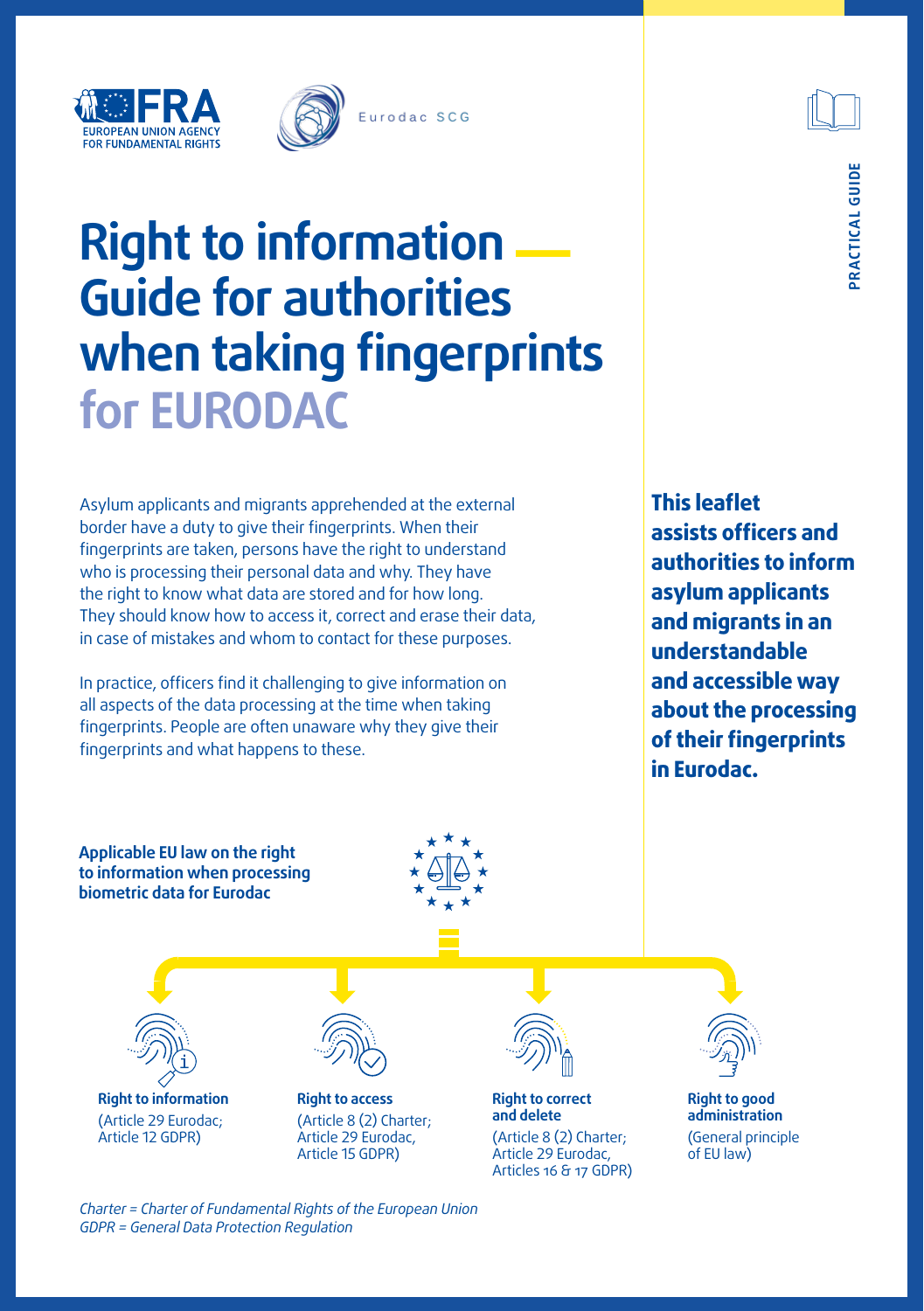EUROPEAN UNION AGENCY FOR FUNDAMENTAL RIGHTS

Eurodac SCG

PRACTICAL GUIDE

# Right to information — Guide for authorities when taking fingerprints for EURODAC

Asylum applicants and migrants apprehended at the external border have a duty to give their fingerprints. When their fingerprints are taken, persons have the right to understand who is processing their personal data and why. They have the right to know what data are stored and for how long. They should know how to access it, correct and erase their data, in case of mistakes and whom to contact for these purposes.

In practice, officers find it challenging to give information on all aspects of the data processing at the time when taking fingerprints. People are often unaware why they give their fingerprints and what happens to these.

**This leaflet assists officers and authorities to inform asylum applicants and migrants in an understandable and accessible way about the processing of their fingerprints in Eurodac.**

**Applicable EU law on the right to information when processing biometric data for Eurodac**

- **Right to information** (Article 29 Eurodac; Article 12 GDPR)
- **Right to access** (Article 8 (2) Charter; Article 29 Eurodac, Article 15 GDPR)
- **Right to correct and delete** (Article 8 (2) Charter; Article 29 Eurodac, Articles 16 & 17 GDPR)
- **Right to good administration** (General principle of EU law)

*Charter = Charter of Fundamental Rights of the European Union*
*GDPR = General Data Protection Regulation*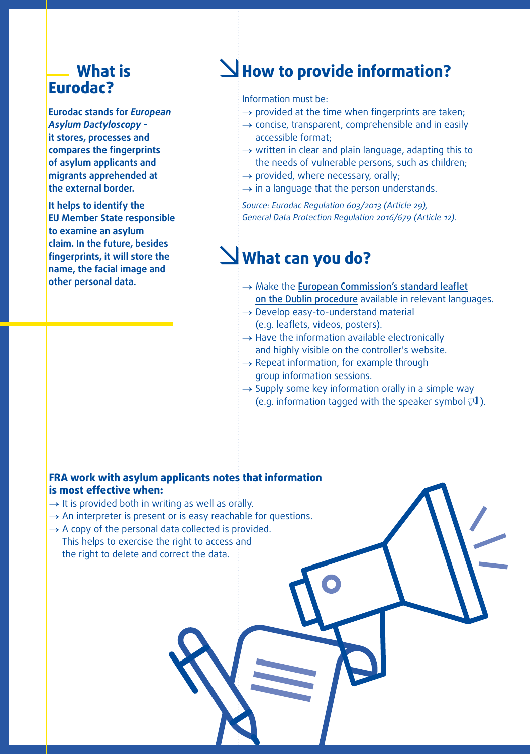## What is Eurodac?

**Eurodac stands for *European Asylum Dactyloscopy* - it stores, processes and compares the fingerprints of asylum applicants and migrants apprehended at the external border.**

**It helps to identify the EU Member State responsible to examine an asylum claim. In the future, besides fingerprints, it will store the name, the facial image and other personal data.**

## How to provide information?

Information must be:

- → provided at the time when fingerprints are taken;
- → concise, transparent, comprehensible and in easily accessible format;
- → written in clear and plain language, adapting this to the needs of vulnerable persons, such as children;
- → provided, where necessary, orally;
- → in a language that the person understands.

*Source: Eurodac Regulation 603/2013 (Article 29), General Data Protection Regulation 2016/679 (Article 12).*

## What can you do?

- → Make the European Commission's standard leaflet on the Dublin procedure available in relevant languages.
- → Develop easy-to-understand material (e.g. leaflets, videos, posters).
- → Have the information available electronically and highly visible on the controller's website.
- → Repeat information, for example through group information sessions.
- → Supply some key information orally in a simple way (e.g. information tagged with the speaker symbol 🕬).

**FRA work with asylum applicants notes that information is most effective when:**

- → It is provided both in writing as well as orally.
- → An interpreter is present or is easy reachable for questions.
- → A copy of the personal data collected is provided. This helps to exercise the right to access and the right to delete and correct the data.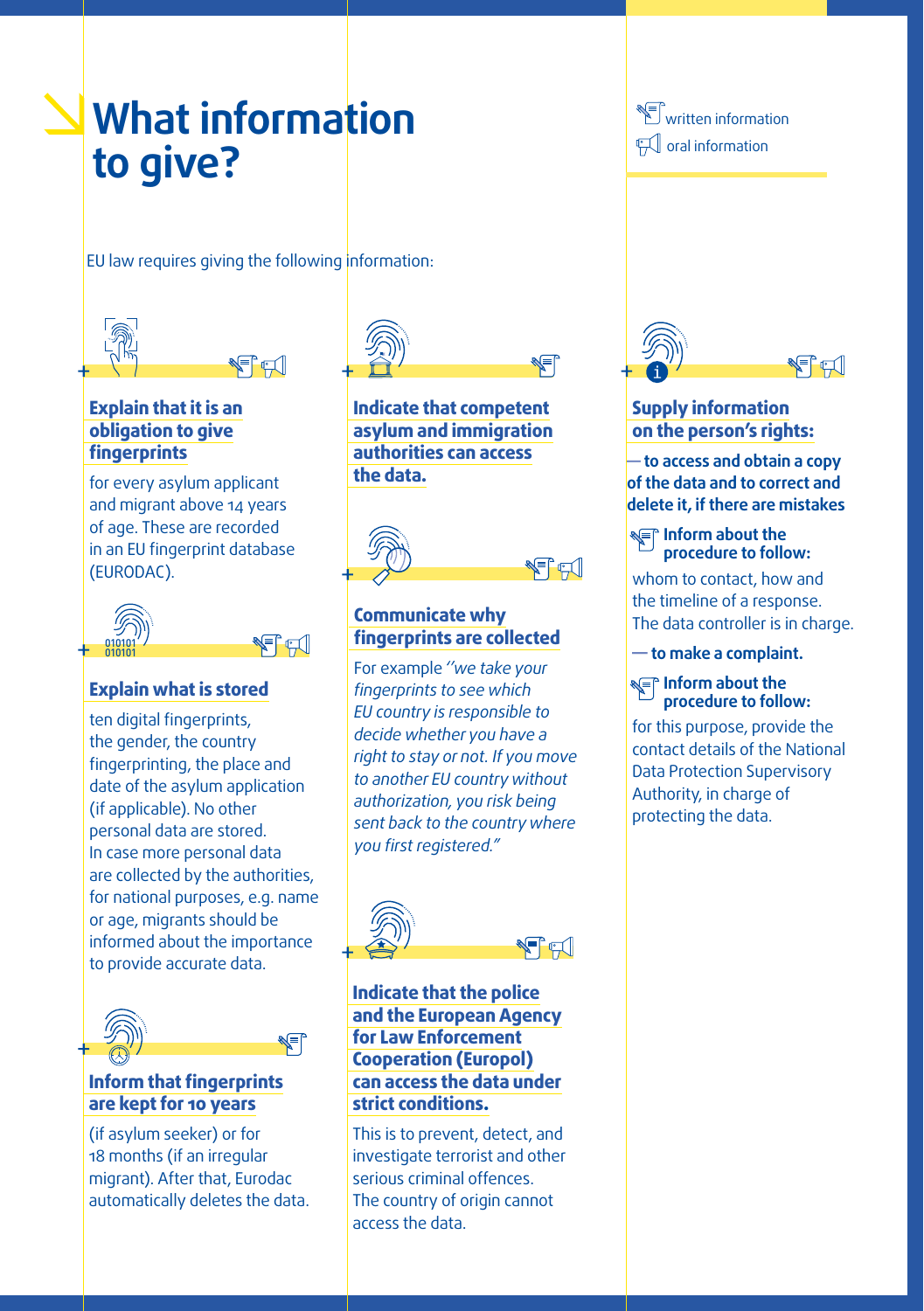# What information to give?

- written information
- oral information

EU law requires giving the following information:

### Explain that it is an obligation to give fingerprints

for every asylum applicant and migrant above 14 years of age. These are recorded in an EU fingerprint database (EURODAC).

### Explain what is stored

ten digital fingerprints, the gender, the country fingerprinting, the place and date of the asylum application (if applicable). No other personal data are stored. In case more personal data are collected by the authorities, for national purposes, e.g. name or age, migrants should be informed about the importance to provide accurate data.

### Inform that fingerprints are kept for 10 years

(if asylum seeker) or for 18 months (if an irregular migrant). After that, Eurodac automatically deletes the data.

### Indicate that competent asylum and immigration authorities can access the data.

### Communicate why fingerprints are collected

For example *"we take your fingerprints to see which EU country is responsible to decide whether you have a right to stay or not. If you move to another EU country without authorization, you risk being sent back to the country where you first registered."*

### Indicate that the police and the European Agency for Law Enforcement Cooperation (Europol) can access the data under strict conditions.

This is to prevent, detect, and investigate terrorist and other serious criminal offences. The country of origin cannot access the data.

### Supply information on the person's rights:

**— to access and obtain a copy of the data and to correct and delete it, if there are mistakes**

**Inform about the procedure to follow:**

whom to contact, how and the timeline of a response. The data controller is in charge.

**— to make a complaint.**

**Inform about the procedure to follow:**

for this purpose, provide the contact details of the National Data Protection Supervisory Authority, in charge of protecting the data.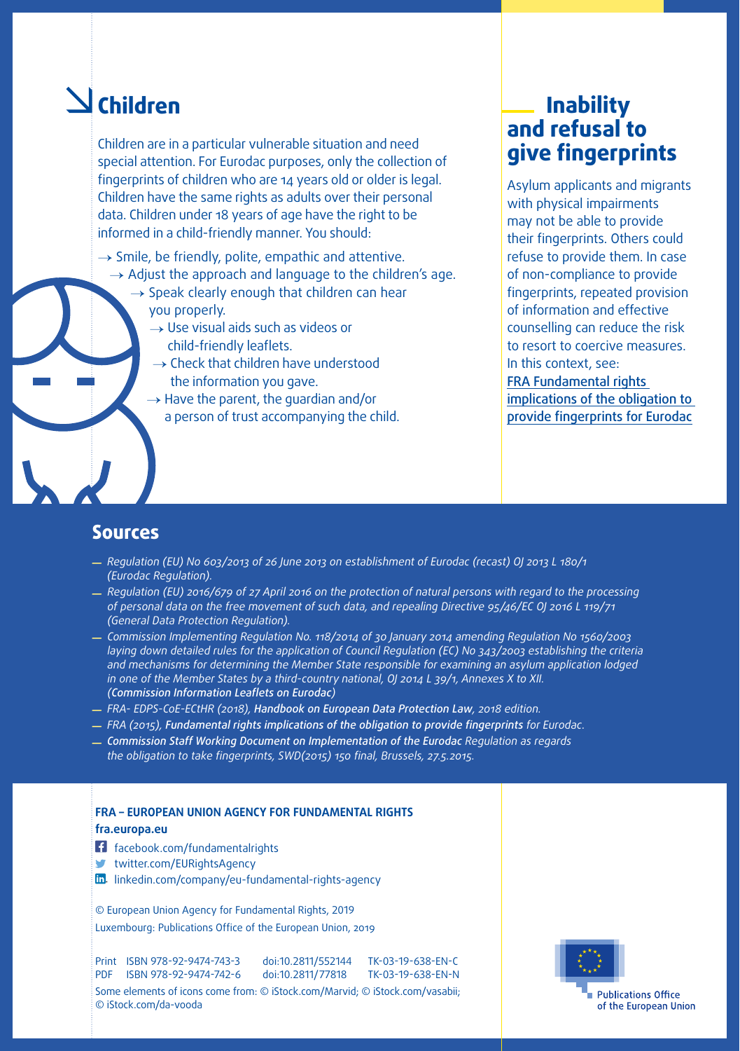## Children

Children are in a particular vulnerable situation and need special attention. For Eurodac purposes, only the collection of fingerprints of children who are 14 years old or older is legal. Children have the same rights as adults over their personal data. Children under 18 years of age have the right to be informed in a child-friendly manner. You should:

- → Smile, be friendly, polite, empathic and attentive.
- → Adjust the approach and language to the children's age.
- → Speak clearly enough that children can hear you properly.
- → Use visual aids such as videos or child-friendly leaflets.
- → Check that children have understood the information you gave.
- → Have the parent, the guardian and/or a person of trust accompanying the child.

## Inability and refusal to give fingerprints

Asylum applicants and migrants with physical impairments may not be able to provide their fingerprints. Others could refuse to provide them. In case of non-compliance to provide fingerprints, repeated provision of information and effective counselling can reduce the risk to resort to coercive measures. In this context, see: FRA Fundamental rights implications of the obligation to provide fingerprints for Eurodac

## Sources

- *Regulation (EU) No 603/2013 of 26 June 2013 on establishment of Eurodac (recast) OJ 2013 L 180/1 (Eurodac Regulation).*
- *Regulation (EU) 2016/679 of 27 April 2016 on the protection of natural persons with regard to the processing of personal data on the free movement of such data, and repealing Directive 95/46/EC OJ 2016 L 119/71 (General Data Protection Regulation).*
- *Commission Implementing Regulation No. 118/2014 of 30 January 2014 amending Regulation No 1560/2003 laying down detailed rules for the application of Council Regulation (EC) No 343/2003 establishing the criteria and mechanisms for determining the Member State responsible for examining an asylum application lodged in one of the Member States by a third-country national, OJ 2014 L 39/1, Annexes X to XII.* ***(Commission Information Leaflets on Eurodac)***
- *FRA- EDPS-CoE-ECtHR (2018),* ***Handbook on European Data Protection Law****, 2018 edition.*
- *FRA (2015),* ***Fundamental rights implications of the obligation to provide fingerprints*** *for Eurodac.*
- ***Commission Staff Working Document on Implementation of the Eurodac*** *Regulation as regards the obligation to take fingerprints, SWD(2015) 150 final, Brussels, 27.5.2015.*

**FRA – EUROPEAN UNION AGENCY FOR FUNDAMENTAL RIGHTS**
**fra.europa.eu**

facebook.com/fundamentalrights
twitter.com/EURightsAgency
linkedin.com/company/eu-fundamental-rights-agency

© European Union Agency for Fundamental Rights, 2019
Luxembourg: Publications Office of the European Union, 2019

| | | | |
|---|---|---|---|
| Print | ISBN 978-92-9474-743-3 | doi:10.2811/552144 | TK-03-19-638-EN-C |
| PDF | ISBN 978-92-9474-742-6 | doi:10.2811/77818 | TK-03-19-638-EN-N |

Some elements of icons come from: © iStock.com/Marvid; © iStock.com/vasabii; © iStock.com/da-vooda

Publications Office of the European Union